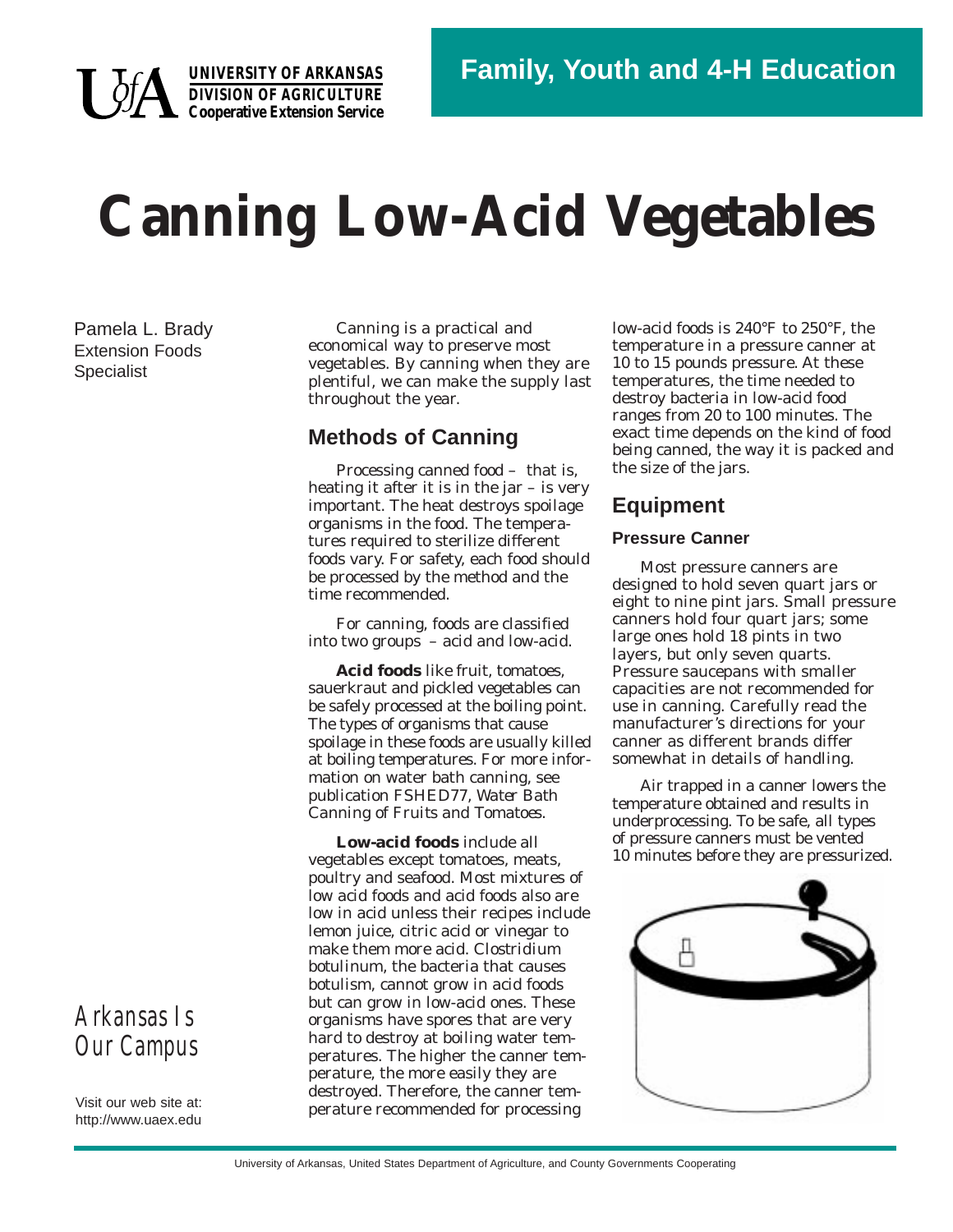UNIVERSITY OF ARKANSAS
DIVISION OF AGRICULTURE
Cooperative Extension Service

Family, Youth and 4-H Education

# Canning Low-Acid Vegetables

Pamela L. Brady
Extension Foods Specialist

Canning is a practical and economical way to preserve most vegetables. By canning when they are plentiful, we can make the supply last throughout the year.

## Methods of Canning

Processing canned food – that is, heating it after it is in the jar – is very important. The heat destroys spoilage organisms in the food. The temperatures required to sterilize different foods vary. For safety, each food should be processed by the method and the time recommended.

For canning, foods are classified into two groups – acid and low-acid.

**Acid foods** like fruit, tomatoes, sauerkraut and pickled vegetables can be safely processed at the boiling point. The types of organisms that cause spoilage in these foods are usually killed at boiling temperatures. For more information on water bath canning, see publication FSHED77, *Water Bath Canning of Fruits and Tomatoes*.

**Low-acid foods** include all vegetables except tomatoes, meats, poultry and seafood. Most mixtures of low acid foods and acid foods also are low in acid unless their recipes include lemon juice, citric acid or vinegar to make them more acid. Clostridium botulinum, the bacteria that causes botulism, cannot grow in acid foods but can grow in low-acid ones. These organisms have spores that are very hard to destroy at boiling water temperatures. The higher the canner temperature, the more easily they are destroyed. Therefore, the canner temperature recommended for processing low-acid foods is 240°F to 250°F, the temperature in a pressure canner at 10 to 15 pounds pressure. At these temperatures, the time needed to destroy bacteria in low-acid food ranges from 20 to 100 minutes. The exact time depends on the kind of food being canned, the way it is packed and the size of the jars.

## Equipment

### Pressure Canner

Most pressure canners are designed to hold seven quart jars or eight to nine pint jars. Small pressure canners hold four quart jars; some large ones hold 18 pints in two layers, but only seven quarts. Pressure saucepans with smaller capacities are not recommended for use in canning. Carefully read the manufacturer's directions for your canner as different brands differ somewhat in details of handling.

Air trapped in a canner lowers the temperature obtained and results in underprocessing. To be safe, all types of pressure canners must be vented 10 minutes before they are pressurized.

Arkansas Is Our Campus

Visit our web site at: http://www.uaex.edu

University of Arkansas, United States Department of Agriculture, and County Governments Cooperating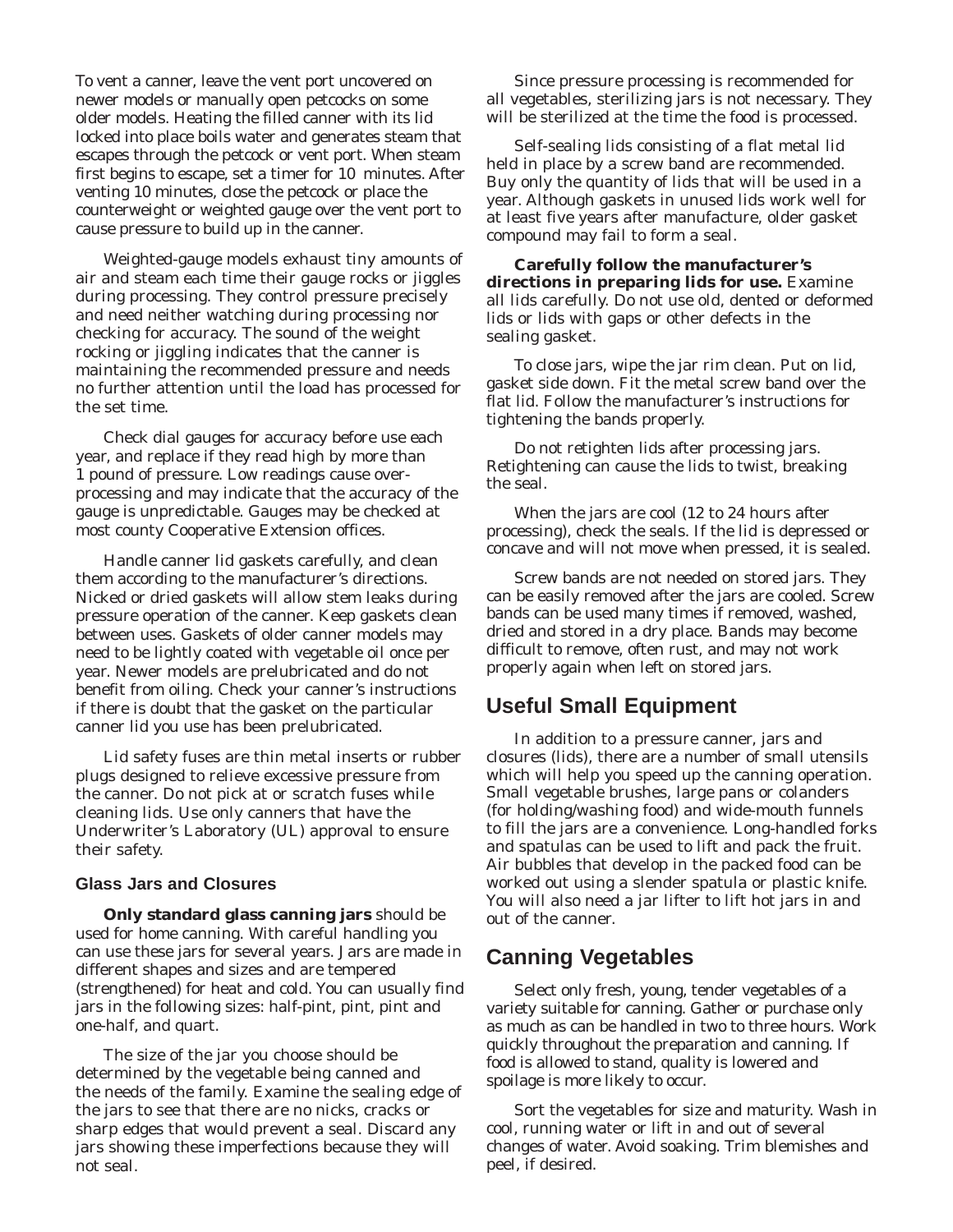To vent a canner, leave the vent port uncovered on newer models or manually open petcocks on some older models. Heating the filled canner with its lid locked into place boils water and generates steam that escapes through the petcock or vent port. When steam first begins to escape, set a timer for 10 minutes. After venting 10 minutes, close the petcock or place the counterweight or weighted gauge over the vent port to cause pressure to build up in the canner.

Weighted-gauge models exhaust tiny amounts of air and steam each time their gauge rocks or jiggles during processing. They control pressure precisely and need neither watching during processing nor checking for accuracy. The sound of the weight rocking or jiggling indicates that the canner is maintaining the recommended pressure and needs no further attention until the load has processed for the set time.

Check dial gauges for accuracy before use each year, and replace if they read high by more than 1 pound of pressure. Low readings cause over-processing and may indicate that the accuracy of the gauge is unpredictable. Gauges may be checked at most county Cooperative Extension offices.

Handle canner lid gaskets carefully, and clean them according to the manufacturer's directions. Nicked or dried gaskets will allow stem leaks during pressure operation of the canner. Keep gaskets clean between uses. Gaskets of older canner models may need to be lightly coated with vegetable oil once per year. Newer models are prelubricated and do not benefit from oiling. Check your canner's instructions if there is doubt that the gasket on the particular canner lid you use has been prelubricated.

Lid safety fuses are thin metal inserts or rubber plugs designed to relieve excessive pressure from the canner. Do not pick at or scratch fuses while cleaning lids. Use only canners that have the Underwriter's Laboratory (UL) approval to ensure their safety.

### Glass Jars and Closures

**Only standard glass canning jars** should be used for home canning. With careful handling you can use these jars for several years. Jars are made in different shapes and sizes and are tempered (strengthened) for heat and cold. You can usually find jars in the following sizes: half-pint, pint, pint and one-half, and quart.

The size of the jar you choose should be determined by the vegetable being canned and the needs of the family. Examine the sealing edge of the jars to see that there are no nicks, cracks or sharp edges that would prevent a seal. Discard any jars showing these imperfections because they will not seal.

Since pressure processing is recommended for all vegetables, sterilizing jars is not necessary. They will be sterilized at the time the food is processed.

Self-sealing lids consisting of a flat metal lid held in place by a screw band are recommended. Buy only the quantity of lids that will be used in a year. Although gaskets in unused lids work well for at least five years after manufacture, older gasket compound may fail to form a seal.

**Carefully follow the manufacturer's directions in preparing lids for use.** Examine all lids carefully. Do not use old, dented or deformed lids or lids with gaps or other defects in the sealing gasket.

To close jars, wipe the jar rim clean. Put on lid, gasket side down. Fit the metal screw band over the flat lid. Follow the manufacturer's instructions for tightening the bands properly.

Do not retighten lids after processing jars. Retightening can cause the lids to twist, breaking the seal.

When the jars are cool (12 to 24 hours after processing), check the seals. If the lid is depressed or concave and will not move when pressed, it is sealed.

Screw bands are not needed on stored jars. They can be easily removed after the jars are cooled. Screw bands can be used many times if removed, washed, dried and stored in a dry place. Bands may become difficult to remove, often rust, and may not work properly again when left on stored jars.

## Useful Small Equipment

In addition to a pressure canner, jars and closures (lids), there are a number of small utensils which will help you speed up the canning operation. Small vegetable brushes, large pans or colanders (for holding/washing food) and wide-mouth funnels to fill the jars are a convenience. Long-handled forks and spatulas can be used to lift and pack the fruit. Air bubbles that develop in the packed food can be worked out using a slender spatula or plastic knife. You will also need a jar lifter to lift hot jars in and out of the canner.

## Canning Vegetables

Select only fresh, young, tender vegetables of a variety suitable for canning. Gather or purchase only as much as can be handled in two to three hours. Work quickly throughout the preparation and canning. If food is allowed to stand, quality is lowered and spoilage is more likely to occur.

Sort the vegetables for size and maturity. Wash in cool, running water or lift in and out of several changes of water. Avoid soaking. Trim blemishes and peel, if desired.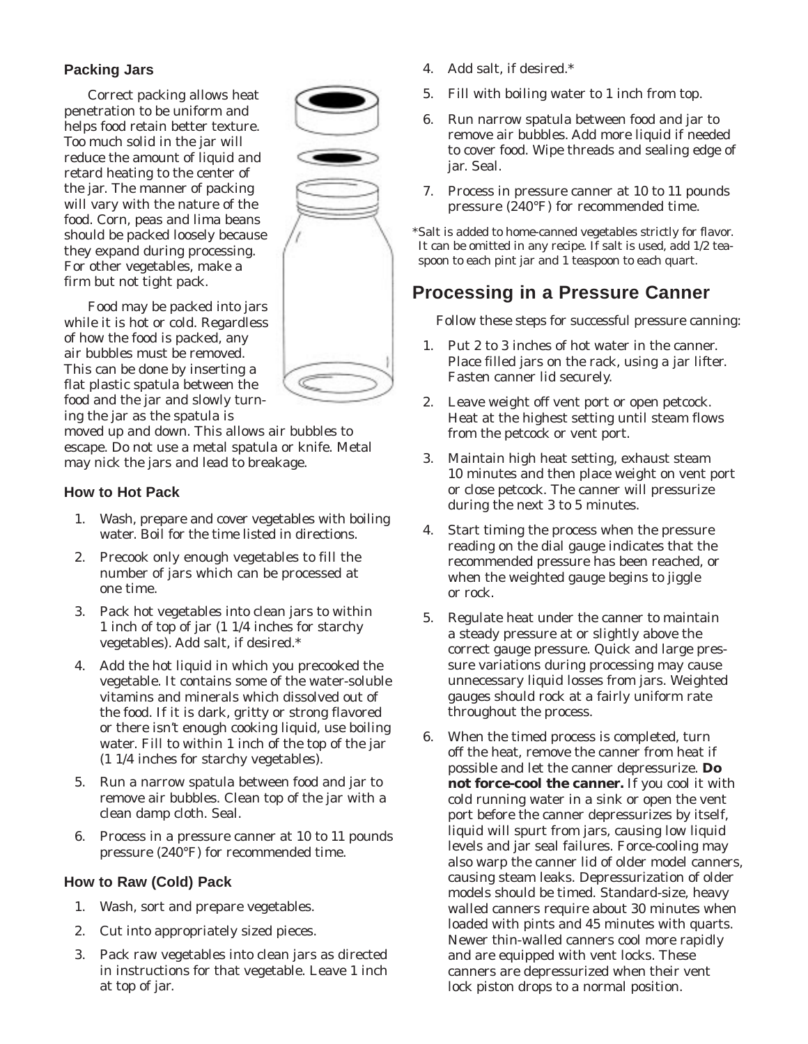### Packing Jars

Correct packing allows heat penetration to be uniform and helps food retain better texture. Too much solid in the jar will reduce the amount of liquid and retard heating to the center of the jar. The manner of packing will vary with the nature of the food. Corn, peas and lima beans should be packed loosely because they expand during processing. For other vegetables, make a firm but not tight pack.

Food may be packed into jars while it is hot or cold. Regardless of how the food is packed, any air bubbles must be removed. This can be done by inserting a flat plastic spatula between the food and the jar and slowly turning the jar as the spatula is moved up and down. This allows air bubbles to escape. Do not use a metal spatula or knife. Metal may nick the jars and lead to breakage.

### How to Hot Pack

1. Wash, prepare and cover vegetables with boiling water. Boil for the time listed in directions.
2. Precook only enough vegetables to fill the number of jars which can be processed at one time.
3. Pack hot vegetables into clean jars to within 1 inch of top of jar (1 1/4 inches for starchy vegetables). Add salt, if desired.*
4. Add the hot liquid in which you precooked the vegetable. It contains some of the water-soluble vitamins and minerals which dissolved out of the food. If it is dark, gritty or strong flavored or there isn't enough cooking liquid, use boiling water. Fill to within 1 inch of the top of the jar (1 1/4 inches for starchy vegetables).
5. Run a narrow spatula between food and jar to remove air bubbles. Clean top of the jar with a clean damp cloth. Seal.
6. Process in a pressure canner at 10 to 11 pounds pressure (240°F) for recommended time.

### How to Raw (Cold) Pack

1. Wash, sort and prepare vegetables.
2. Cut into appropriately sized pieces.
3. Pack raw vegetables into clean jars as directed in instructions for that vegetable. Leave 1 inch at top of jar.
4. Add salt, if desired.*
5. Fill with boiling water to 1 inch from top.
6. Run narrow spatula between food and jar to remove air bubbles. Add more liquid if needed to cover food. Wipe threads and sealing edge of jar. Seal.
7. Process in pressure canner at 10 to 11 pounds pressure (240°F) for recommended time.

*Salt is added to home-canned vegetables strictly for flavor. It can be omitted in any recipe. If salt is used, add 1/2 teaspoon to each pint jar and 1 teaspoon to each quart.

## Processing in a Pressure Canner

Follow these steps for successful pressure canning:

1. Put 2 to 3 inches of hot water in the canner. Place filled jars on the rack, using a jar lifter. Fasten canner lid securely.
2. Leave weight off vent port or open petcock. Heat at the highest setting until steam flows from the petcock or vent port.
3. Maintain high heat setting, exhaust steam 10 minutes and then place weight on vent port or close petcock. The canner will pressurize during the next 3 to 5 minutes.
4. Start timing the process when the pressure reading on the dial gauge indicates that the recommended pressure has been reached, or when the weighted gauge begins to jiggle or rock.
5. Regulate heat under the canner to maintain a steady pressure at or slightly above the correct gauge pressure. Quick and large pressure variations during processing may cause unnecessary liquid losses from jars. Weighted gauges should rock at a fairly uniform rate throughout the process.
6. When the timed process is completed, turn off the heat, remove the canner from heat if possible and let the canner depressurize. **Do not force-cool the canner.** If you cool it with cold running water in a sink or open the vent port before the canner depressurizes by itself, liquid will spurt from jars, causing low liquid levels and jar seal failures. Force-cooling may also warp the canner lid of older model canners, causing steam leaks. Depressurization of older models should be timed. Standard-size, heavy walled canners require about 30 minutes when loaded with pints and 45 minutes with quarts. Newer thin-walled canners cool more rapidly and are equipped with vent locks. These canners are depressurized when their vent lock piston drops to a normal position.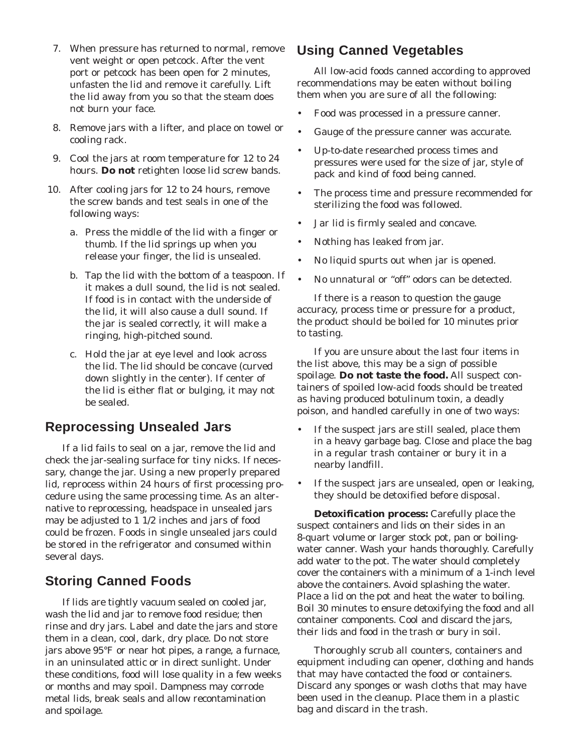7. When pressure has returned to normal, remove vent weight or open petcock. After the vent port or petcock has been open for 2 minutes, unfasten the lid and remove it carefully. Lift the lid away from you so that the steam does not burn your face.
8. Remove jars with a lifter, and place on towel or cooling rack.
9. Cool the jars at room temperature for 12 to 24 hours. **Do not** retighten loose lid screw bands.
10. After cooling jars for 12 to 24 hours, remove the screw bands and test seals in one of the following ways:
    a. Press the middle of the lid with a finger or thumb. If the lid springs up when you release your finger, the lid is unsealed.
    b. Tap the lid with the bottom of a teaspoon. If it makes a dull sound, the lid is not sealed. If food is in contact with the underside of the lid, it will also cause a dull sound. If the jar is sealed correctly, it will make a ringing, high-pitched sound.
    c. Hold the jar at eye level and look across the lid. The lid should be concave (curved down slightly in the center). If center of the lid is either flat or bulging, it may not be sealed.

## Reprocessing Unsealed Jars

If a lid fails to seal on a jar, remove the lid and check the jar-sealing surface for tiny nicks. If necessary, change the jar. Using a new properly prepared lid, reprocess within 24 hours of first processing procedure using the same processing time. As an alternative to reprocessing, headspace in unsealed jars may be adjusted to 1 1/2 inches and jars of food could be frozen. Foods in single unsealed jars could be stored in the refrigerator and consumed within several days.

## Storing Canned Foods

If lids are tightly vacuum sealed on cooled jar, wash the lid and jar to remove food residue; then rinse and dry jars. Label and date the jars and store them in a clean, cool, dark, dry place. Do not store jars above 95°F or near hot pipes, a range, a furnace, in an uninsulated attic or in direct sunlight. Under these conditions, food will lose quality in a few weeks or months and may spoil. Dampness may corrode metal lids, break seals and allow recontamination and spoilage.

## Using Canned Vegetables

All low-acid foods canned according to approved recommendations may be eaten without boiling them when you are sure of all the following:

- Food was processed in a pressure canner.
- Gauge of the pressure canner was accurate.
- Up-to-date researched process times and pressures were used for the size of jar, style of pack and kind of food being canned.
- The process time and pressure recommended for sterilizing the food was followed.
- Jar lid is firmly sealed and concave.
- Nothing has leaked from jar.
- No liquid spurts out when jar is opened.
- No unnatural or "off" odors can be detected.

If there is a reason to question the gauge accuracy, process time or pressure for a product, the product should be boiled for 10 minutes prior to tasting.

If you are unsure about the last four items in the list above, this may be a sign of possible spoilage. **Do not taste the food.** All suspect containers of spoiled low-acid foods should be treated as having produced botulinum toxin, a deadly poison, and handled carefully in one of two ways:

- If the suspect jars are still sealed, place them in a heavy garbage bag. Close and place the bag in a regular trash container or bury it in a nearby landfill.
- If the suspect jars are unsealed, open or leaking, they should be detoxified before disposal.

**Detoxification process:** Carefully place the suspect containers and lids on their sides in an 8-quart volume or larger stock pot, pan or boiling-water canner. Wash your hands thoroughly. Carefully add water to the pot. The water should completely cover the containers with a minimum of a 1-inch level above the containers. Avoid splashing the water. Place a lid on the pot and heat the water to boiling. Boil 30 minutes to ensure detoxifying the food and all container components. Cool and discard the jars, their lids and food in the trash or bury in soil.

Thoroughly scrub all counters, containers and equipment including can opener, clothing and hands that may have contacted the food or containers. Discard any sponges or wash cloths that may have been used in the cleanup. Place them in a plastic bag and discard in the trash.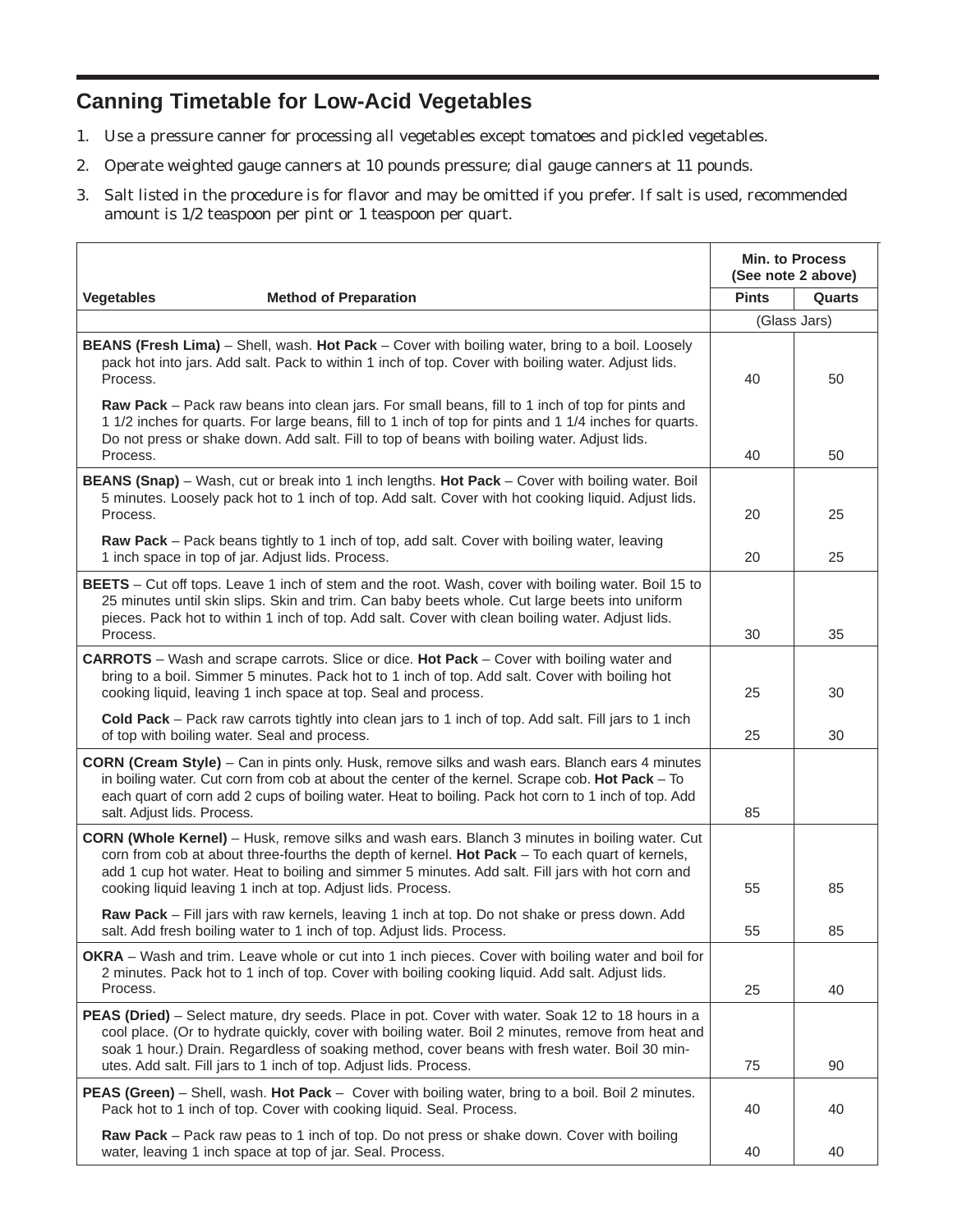## Canning Timetable for Low-Acid Vegetables

1. *Use a pressure canner for processing all vegetables except tomatoes and pickled vegetables.*
2. *Operate weighted gauge canners at 10 pounds pressure; dial gauge canners at 11 pounds.*
3. *Salt listed in the procedure is for flavor and may be omitted if you prefer. If salt is used, recommended amount is 1/2 teaspoon per pint or 1 teaspoon per quart.*

| Vegetables — Method of Preparation | Min. to Process (See note 2 above) | |
|---|---|---|
| | **Pints** | **Quarts** |
| | (Glass Jars) | |
| **BEANS (Fresh Lima)** – Shell, wash. **Hot Pack** – Cover with boiling water, bring to a boil. Loosely pack hot into jars. Add salt. Pack to within 1 inch of top. Cover with boiling water. Adjust lids. Process. | 40 | 50 |
| **Raw Pack** – Pack raw beans into clean jars. For small beans, fill to 1 inch of top for pints and 1 1/2 inches for quarts. For large beans, fill to 1 inch of top for pints and 1 1/4 inches for quarts. Do not press or shake down. Add salt. Fill to top of beans with boiling water. Adjust lids. Process. | 40 | 50 |
| **BEANS (Snap)** – Wash, cut or break into 1 inch lengths. **Hot Pack** – Cover with boiling water. Boil 5 minutes. Loosely pack hot to 1 inch of top. Add salt. Cover with hot cooking liquid. Adjust lids. Process. | 20 | 25 |
| **Raw Pack** – Pack beans tightly to 1 inch of top, add salt. Cover with boiling water, leaving 1 inch space in top of jar. Adjust lids. Process. | 20 | 25 |
| **BEETS** – Cut off tops. Leave 1 inch of stem and the root. Wash, cover with boiling water. Boil 15 to 25 minutes until skin slips. Skin and trim. Can baby beets whole. Cut large beets into uniform pieces. Pack hot to within 1 inch of top. Add salt. Cover with clean boiling water. Adjust lids. Process. | 30 | 35 |
| **CARROTS** – Wash and scrape carrots. Slice or dice. **Hot Pack** – Cover with boiling water and bring to a boil. Simmer 5 minutes. Pack hot to 1 inch of top. Add salt. Cover with boiling hot cooking liquid, leaving 1 inch space at top. Seal and process. | 25 | 30 |
| **Cold Pack** – Pack raw carrots tightly into clean jars to 1 inch of top. Add salt. Fill jars to 1 inch of top with boiling water. Seal and process. | 25 | 30 |
| **CORN (Cream Style)** – Can in pints only. Husk, remove silks and wash ears. Blanch ears 4 minutes in boiling water. Cut corn from cob at about the center of the kernel. Scrape cob. **Hot Pack** – To each quart of corn add 2 cups of boiling water. Heat to boiling. Pack hot corn to 1 inch of top. Add salt. Adjust lids. Process. | 85 | |
| **CORN (Whole Kernel)** – Husk, remove silks and wash ears. Blanch 3 minutes in boiling water. Cut corn from cob at about three-fourths the depth of kernel. **Hot Pack** – To each quart of kernels, add 1 cup hot water. Heat to boiling and simmer 5 minutes. Add salt. Fill jars with hot corn and cooking liquid leaving 1 inch at top. Adjust lids. Process. | 55 | 85 |
| **Raw Pack** – Fill jars with raw kernels, leaving 1 inch at top. Do not shake or press down. Add salt. Add fresh boiling water to 1 inch of top. Adjust lids. Process. | 55 | 85 |
| **OKRA** – Wash and trim. Leave whole or cut into 1 inch pieces. Cover with boiling water and boil for 2 minutes. Pack hot to 1 inch of top. Cover with boiling cooking liquid. Add salt. Adjust lids. Process. | 25 | 40 |
| **PEAS (Dried)** – Select mature, dry seeds. Place in pot. Cover with water. Soak 12 to 18 hours in a cool place. (Or to hydrate quickly, cover with boiling water. Boil 2 minutes, remove from heat and soak 1 hour.) Drain. Regardless of soaking method, cover beans with fresh water. Boil 30 minutes. Add salt. Fill jars to 1 inch of top. Adjust lids. Process. | 75 | 90 |
| **PEAS (Green)** – Shell, wash. **Hot Pack** – Cover with boiling water, bring to a boil. Boil 2 minutes. Pack hot to 1 inch of top. Cover with cooking liquid. Seal. Process. | 40 | 40 |
| **Raw Pack** – Pack raw peas to 1 inch of top. Do not press or shake down. Cover with boiling water, leaving 1 inch space at top of jar. Seal. Process. | 40 | 40 |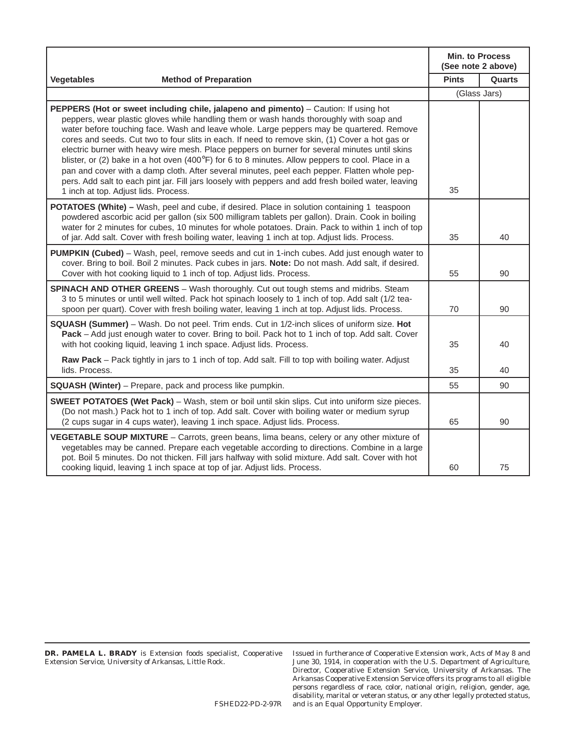| Vegetables | Method of Preparation | Min. to Process (See note 2 above) | |
|---|---|---|---|
| | | **Pints** | **Quarts** |
| | | (Glass Jars) | |
| **PEPPERS (Hot or sweet including chile, jalapeno and pimento)** – Caution: If using hot peppers, wear plastic gloves while handling them or wash hands thoroughly with soap and water before touching face. Wash and leave whole. Large peppers may be quartered. Remove cores and seeds. Cut two to four slits in each. If need to remove skin, (1) Cover a hot gas or electric burner with heavy wire mesh. Place peppers on burner for several minutes until skins blister, or (2) bake in a hot oven (400°F) for 6 to 8 minutes. Allow peppers to cool. Place in a pan and cover with a damp cloth. After several minutes, peel each pepper. Flatten whole peppers. Add salt to each pint jar. Fill jars loosely with peppers and add fresh boiled water, leaving 1 inch at top. Adjust lids. Process. | | 35 | |
| **POTATOES (White) –** Wash, peel and cube, if desired. Place in solution containing 1 teaspoon powdered ascorbic acid per gallon (six 500 milligram tablets per gallon). Drain. Cook in boiling water for 2 minutes for cubes, 10 minutes for whole potatoes. Drain. Pack to within 1 inch of top of jar. Add salt. Cover with fresh boiling water, leaving 1 inch at top. Adjust lids. Process. | | 35 | 40 |
| **PUMPKIN (Cubed)** – Wash, peel, remove seeds and cut in 1-inch cubes. Add just enough water to cover. Bring to boil. Boil 2 minutes. Pack cubes in jars. **Note:** Do not mash. Add salt, if desired. Cover with hot cooking liquid to 1 inch of top. Adjust lids. Process. | | 55 | 90 |
| **SPINACH AND OTHER GREENS** – Wash thoroughly. Cut out tough stems and midribs. Steam 3 to 5 minutes or until well wilted. Pack hot spinach loosely to 1 inch of top. Add salt (1/2 teaspoon per quart). Cover with fresh boiling water, leaving 1 inch at top. Adjust lids. Process. | | 70 | 90 |
| **SQUASH (Summer)** – Wash. Do not peel. Trim ends. Cut in 1/2-inch slices of uniform size. **Hot Pack** – Add just enough water to cover. Bring to boil. Pack hot to 1 inch of top. Add salt. Cover with hot cooking liquid, leaving 1 inch space. Adjust lids. Process. | | 35 | 40 |
| **Raw Pack** – Pack tightly in jars to 1 inch of top. Add salt. Fill to top with boiling water. Adjust lids. Process. | | 35 | 40 |
| **SQUASH (Winter)** – Prepare, pack and process like pumpkin. | | 55 | 90 |
| **SWEET POTATOES (Wet Pack)** – Wash, stem or boil until skin slips. Cut into uniform size pieces. (Do not mash.) Pack hot to 1 inch of top. Add salt. Cover with boiling water or medium syrup (2 cups sugar in 4 cups water), leaving 1 inch space. Adjust lids. Process. | | 65 | 90 |
| **VEGETABLE SOUP MIXTURE** – Carrots, green beans, lima beans, celery or any other mixture of vegetables may be canned. Prepare each vegetable according to directions. Combine in a large pot. Boil 5 minutes. Do not thicken. Fill jars halfway with solid mixture. Add salt. Cover with hot cooking liquid, leaving 1 inch space at top of jar. Adjust lids. Process. | | 60 | 75 |

**DR. PAMELA L. BRADY** is Extension foods specialist, Cooperative Extension Service, University of Arkansas, Little Rock.

Issued in furtherance of Cooperative Extension work, Acts of May 8 and June 30, 1914, in cooperation with the U.S. Department of Agriculture, Director, Cooperative Extension Service, University of Arkansas. The Arkansas Cooperative Extension Service offers its programs to all eligible persons regardless of race, color, national origin, religion, gender, age, disability, marital or veteran status, or any other legally protected status, and is an Equal Opportunity Employer.

FSHED22-PD-2-97R